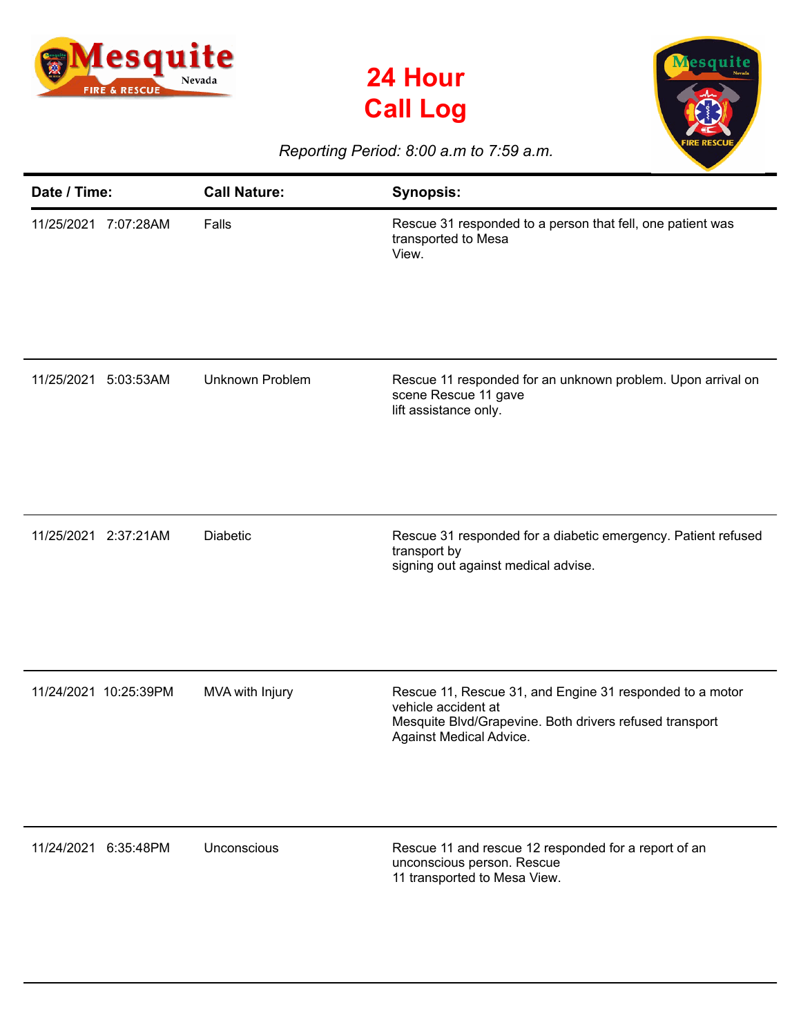# 24 Hour Call Log

*Reporting Period: 8:00 a.m to 7:59 a.m.*

| Date / Time: | Call Nature: | Synopsis: |
|---|---|---|
| 11/25/2021 7:07:28AM | Falls | Rescue 31 responded to a person that fell, one patient was transported to Mesa View. |
| 11/25/2021 5:03:53AM | Unknown Problem | Rescue 11 responded for an unknown problem. Upon arrival on scene Rescue 11 gave lift assistance only. |
| 11/25/2021 2:37:21AM | Diabetic | Rescue 31 responded for a diabetic emergency. Patient refused transport by signing out against medical advise. |
| 11/24/2021 10:25:39PM | MVA with Injury | Rescue 11, Rescue 31, and Engine 31 responded to a motor vehicle accident at Mesquite Blvd/Grapevine. Both drivers refused transport Against Medical Advice. |
| 11/24/2021 6:35:48PM | Unconscious | Rescue 11 and rescue 12 responded for a report of an unconscious person. Rescue 11 transported to Mesa View. |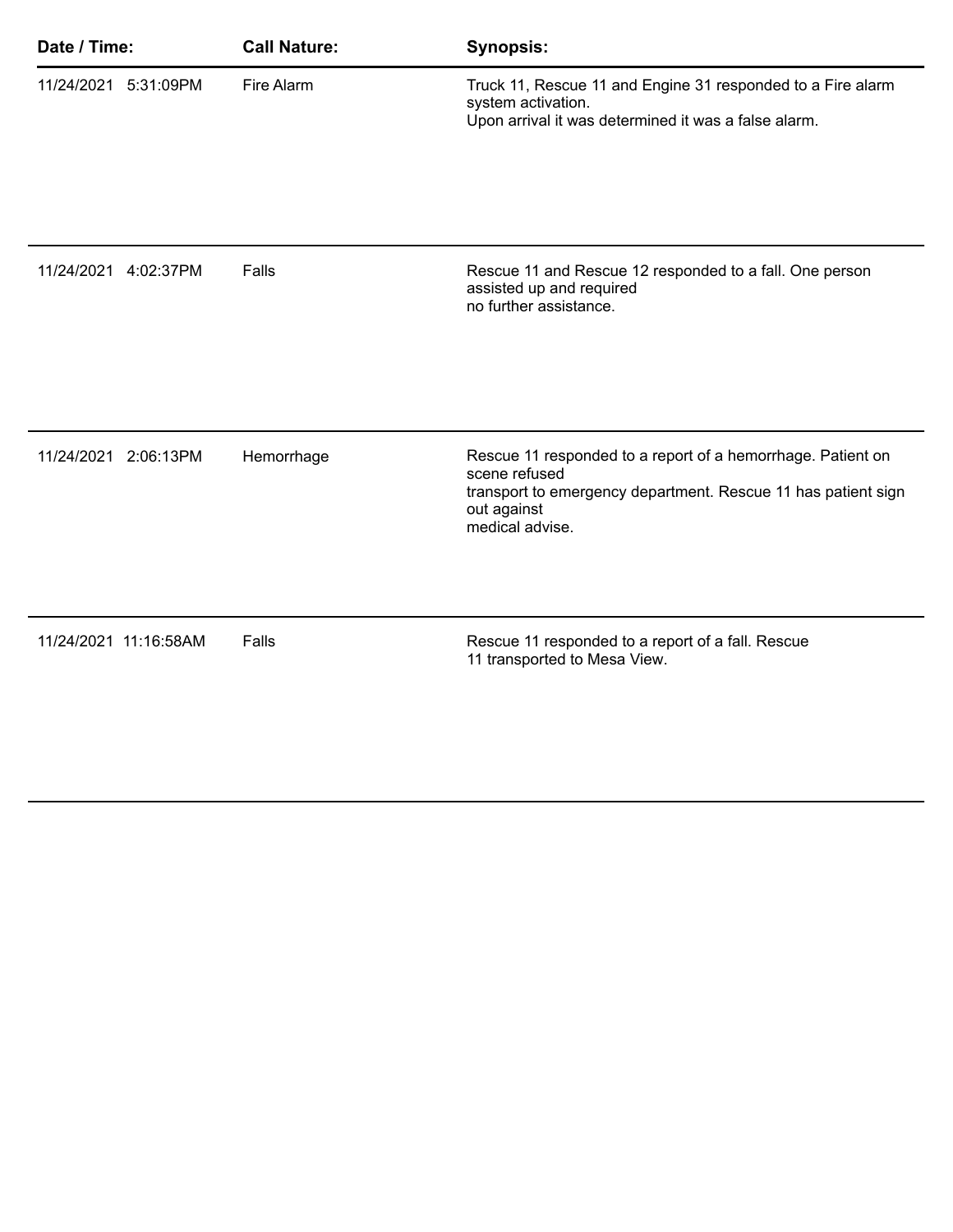| Date / Time: | Call Nature: | Synopsis: |
|---|---|---|
| 11/24/2021 5:31:09PM | Fire Alarm | Truck 11, Rescue 11 and Engine 31 responded to a Fire alarm system activation. Upon arrival it was determined it was a false alarm. |
| 11/24/2021 4:02:37PM | Falls | Rescue 11 and Rescue 12 responded to a fall. One person assisted up and required no further assistance. |
| 11/24/2021 2:06:13PM | Hemorrhage | Rescue 11 responded to a report of a hemorrhage. Patient on scene refused transport to emergency department. Rescue 11 has patient sign out against medical advise. |
| 11/24/2021 11:16:58AM | Falls | Rescue 11 responded to a report of a fall. Rescue 11 transported to Mesa View. |